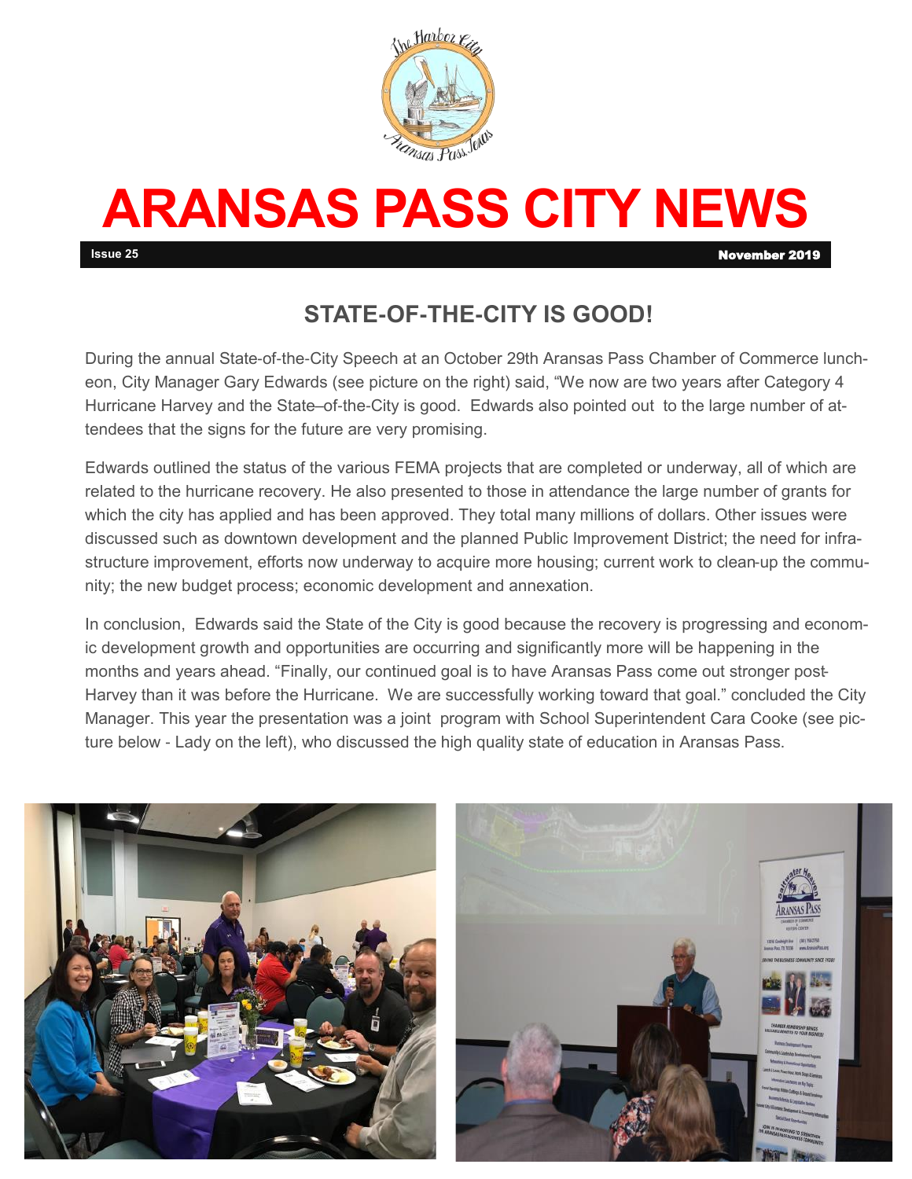# ARANSAS PASS CITY NEWS

**Issue 25** **November 2019**

## STATE-OF-THE-CITY IS GOOD!

During the annual State-of-the-City Speech at an October 29th Aransas Pass Chamber of Commerce luncheon, City Manager Gary Edwards (see picture on the right) said, "We now are two years after Category 4 Hurricane Harvey and the State–of-the-City is good. Edwards also pointed out to the large number of attendees that the signs for the future are very promising.

Edwards outlined the status of the various FEMA projects that are completed or underway, all of which are related to the hurricane recovery. He also presented to those in attendance the large number of grants for which the city has applied and has been approved. They total many millions of dollars. Other issues were discussed such as downtown development and the planned Public Improvement District; the need for infrastructure improvement, efforts now underway to acquire more housing; current work to clean-up the community; the new budget process; economic development and annexation.

In conclusion, Edwards said the State of the City is good because the recovery is progressing and economic development growth and opportunities are occurring and significantly more will be happening in the months and years ahead. "Finally, our continued goal is to have Aransas Pass come out stronger post-Harvey than it was before the Hurricane. We are successfully working toward that goal." concluded the City Manager. This year the presentation was a joint program with School Superintendent Cara Cooke (see picture below - Lady on the left), who discussed the high quality state of education in Aransas Pass.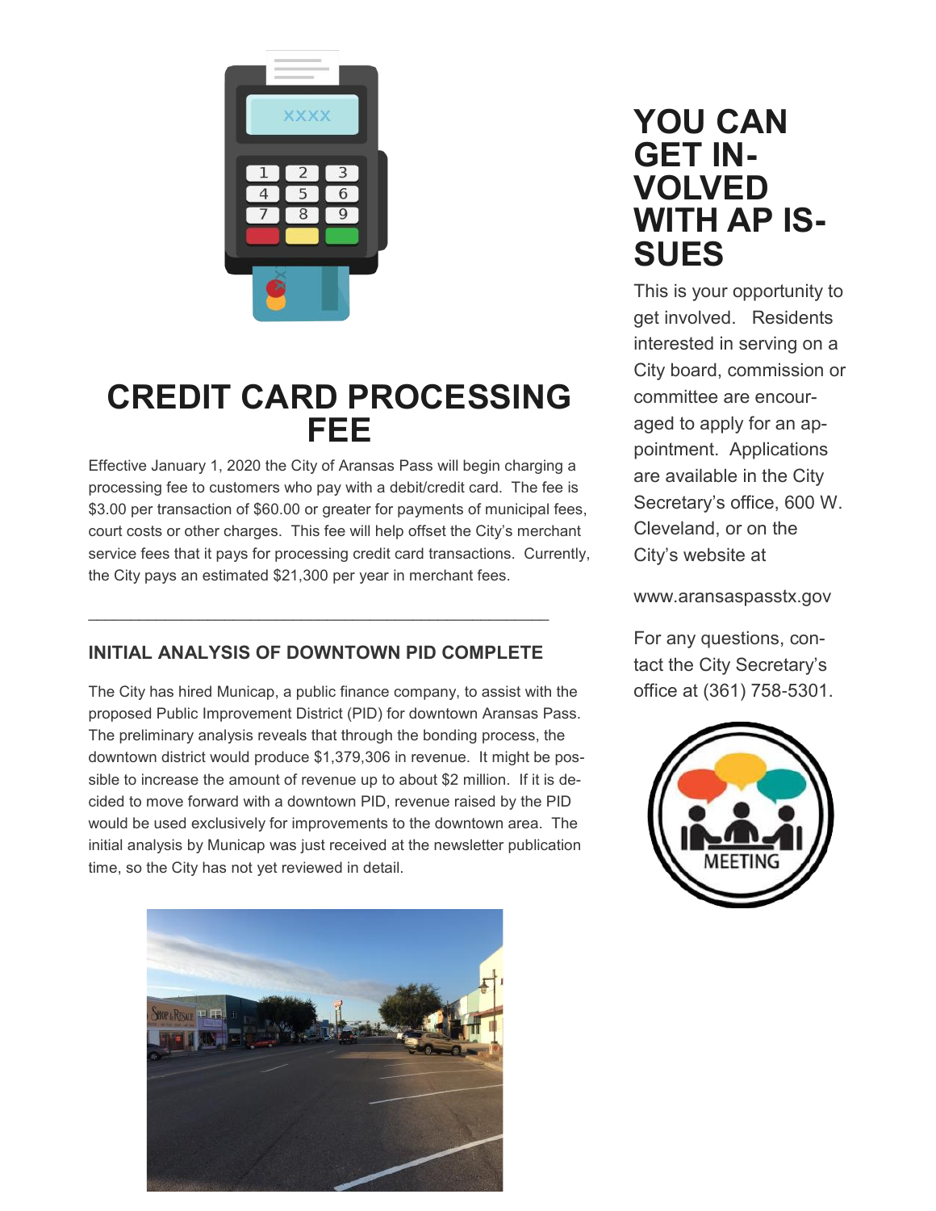# CREDIT CARD PROCESSING FEE

Effective January 1, 2020 the City of Aransas Pass will begin charging a processing fee to customers who pay with a debit/credit card. The fee is $3.00 per transaction of $60.00 or greater for payments of municipal fees, court costs or other charges. This fee will help offset the City's merchant service fees that it pays for processing credit card transactions. Currently, the City pays an estimated $21,300 per year in merchant fees.

---

### INITIAL ANALYSIS OF DOWNTOWN PID COMPLETE

The City has hired Municap, a public finance company, to assist with the proposed Public Improvement District (PID) for downtown Aransas Pass. The preliminary analysis reveals that through the bonding process, the downtown district would produce $1,379,306 in revenue. It might be possible to increase the amount of revenue up to about $2 million. If it is decided to move forward with a downtown PID, revenue raised by the PID would be used exclusively for improvements to the downtown area. The initial analysis by Municap was just received at the newsletter publication time, so the City has not yet reviewed in detail.

# YOU CAN GET INVOLVED WITH AP ISSUES

This is your opportunity to get involved. Residents interested in serving on a City board, commission or committee are encouraged to apply for an appointment. Applications are available in the City Secretary's office, 600 W. Cleveland, or on the City's website at

www.aransaspasstx.gov

For any questions, contact the City Secretary's office at (361) 758-5301.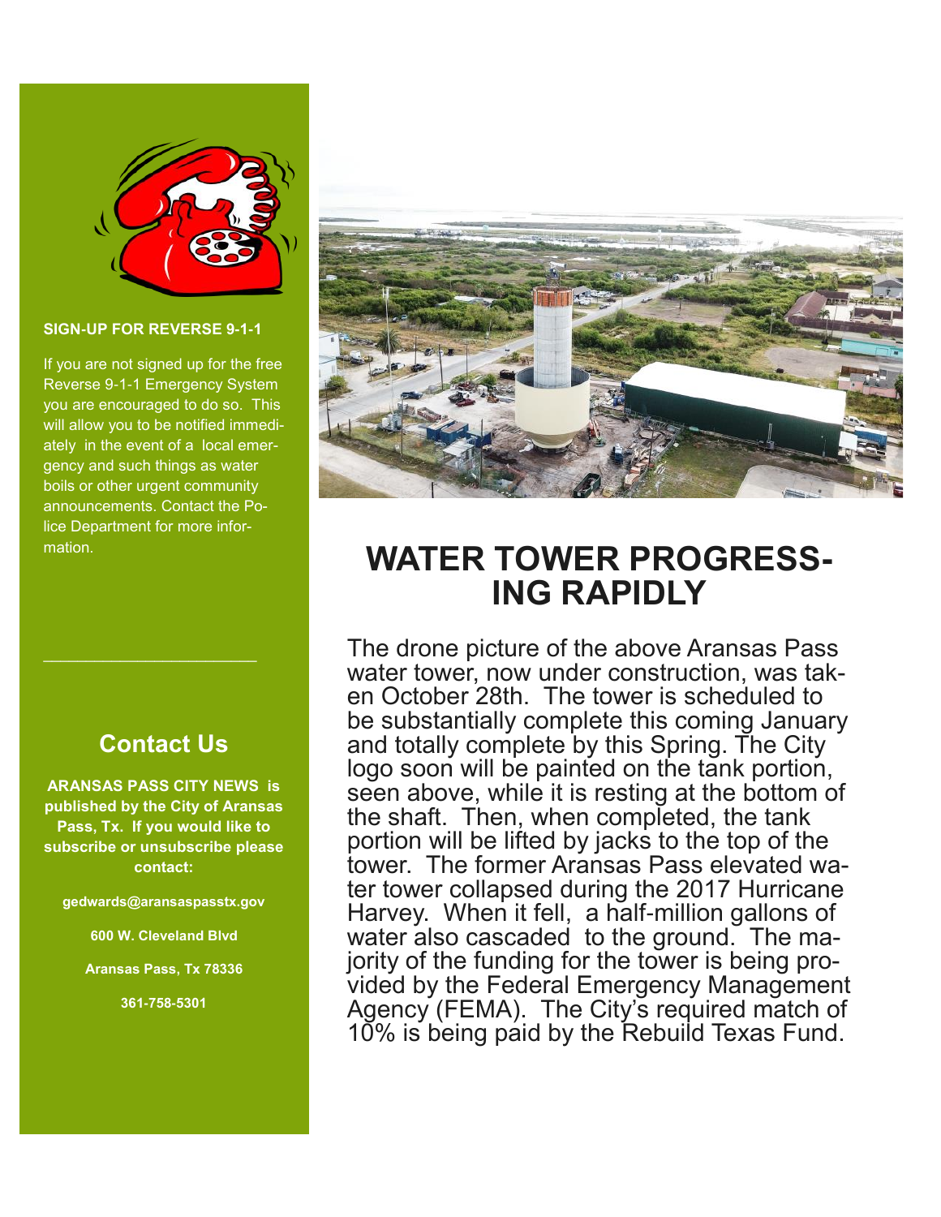**SIGN-UP FOR REVERSE 9-1-1**

If you are not signed up for the free Reverse 9-1-1 Emergency System you are encouraged to do so. This will allow you to be notified immediately in the event of a local emergency and such things as water boils or other urgent community announcements. Contact the Police Department for more information.

---

## Contact Us

**ARANSAS PASS CITY NEWS is published by the City of Aransas Pass, Tx. If you would like to subscribe or unsubscribe please contact:**

**gedwards@aransaspasstx.gov**

**600 W. Cleveland Blvd**

**Aransas Pass, Tx 78336**

**361-758-5301**

# WATER TOWER PROGRESSING RAPIDLY

The drone picture of the above Aransas Pass water tower, now under construction, was taken October 28th. The tower is scheduled to be substantially complete this coming January and totally complete by this Spring. The City logo soon will be painted on the tank portion, seen above, while it is resting at the bottom of the shaft. Then, when completed, the tank portion will be lifted by jacks to the top of the tower. The former Aransas Pass elevated water tower collapsed during the 2017 Hurricane Harvey. When it fell, a half-million gallons of water also cascaded to the ground. The majority of the funding for the tower is being provided by the Federal Emergency Management Agency (FEMA). The City's required match of 10% is being paid by the Rebuild Texas Fund.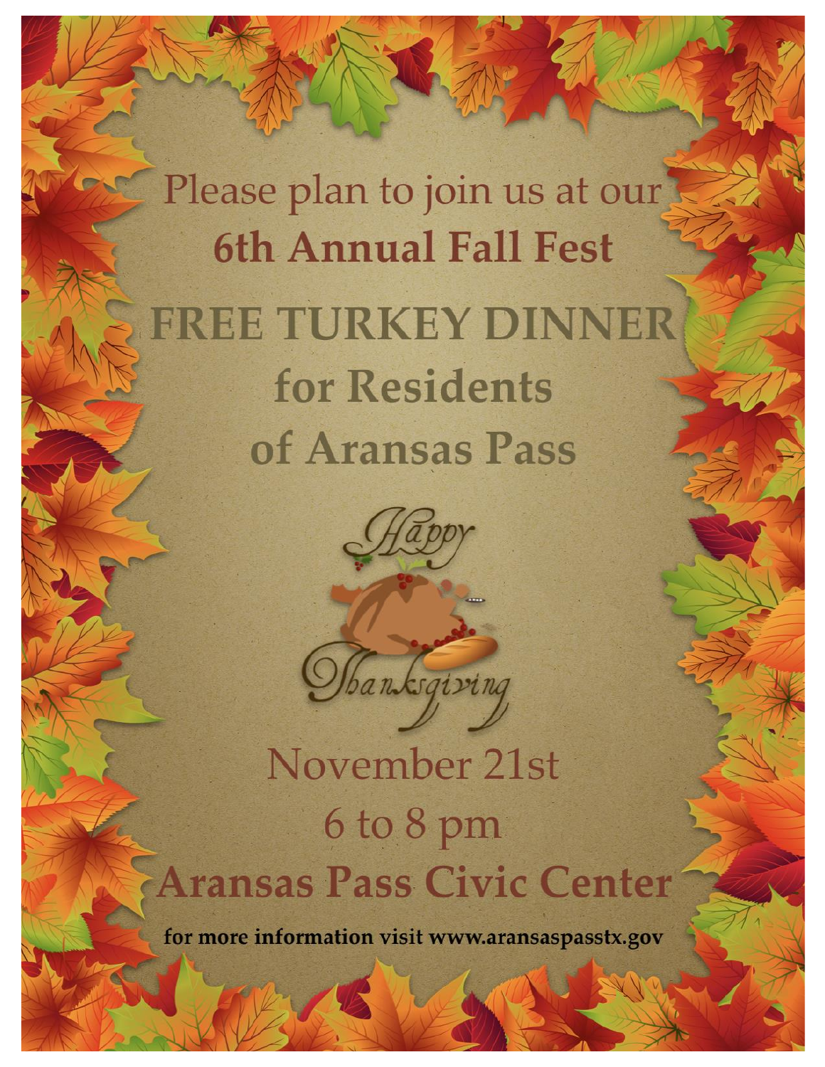Please plan to join us at our

## 6th Annual Fall Fest

# FREE TURKEY DINNER

## for Residents of Aransas Pass

*Happy Thanksgiving*

## November 21st

## 6 to 8 pm

## Aransas Pass Civic Center

**for more information visit www.aransaspasstx.gov**